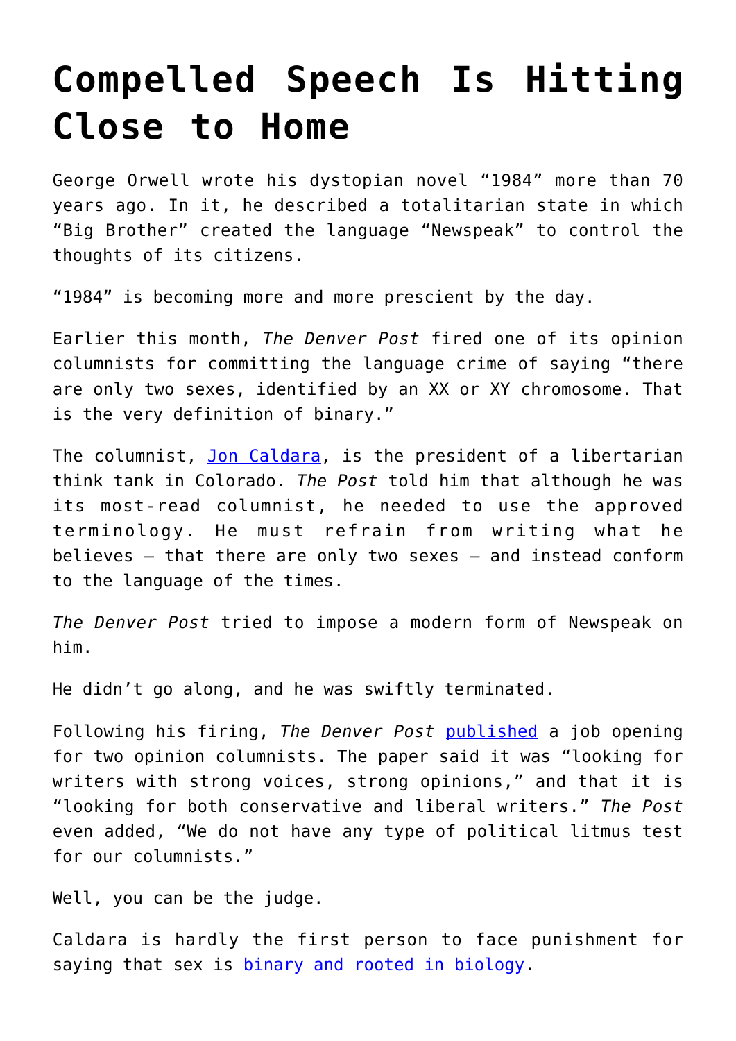# Compelled Speech Is Hitting Close to Home

George Orwell wrote his dystopian novel “1984” more than 70 years ago. In it, he described a totalitarian state in which “Big Brother” created the language “Newspeak” to control the thoughts of its citizens.

“1984” is becoming more and more prescient by the day.

Earlier this month, *The Denver Post* fired one of its opinion columnists for committing the language crime of saying “there are only two sexes, identified by an XX or XY chromosome. That is the very definition of binary.”

The columnist, Jon Caldara, is the president of a libertarian think tank in Colorado. *The Post* told him that although he was its most-read columnist, he needed to use the approved terminology. He must refrain from writing what he believes — that there are only two sexes — and instead conform to the language of the times.

*The Denver Post* tried to impose a modern form of Newspeak on him.

He didn’t go along, and he was swiftly terminated.

Following his firing, *The Denver Post* published a job opening for two opinion columnists. The paper said it was “looking for writers with strong voices, strong opinions,” and that it is “looking for both conservative and liberal writers.” *The Post* even added, “We do not have any type of political litmus test for our columnists.”

Well, you can be the judge.

Caldara is hardly the first person to face punishment for saying that sex is binary and rooted in biology.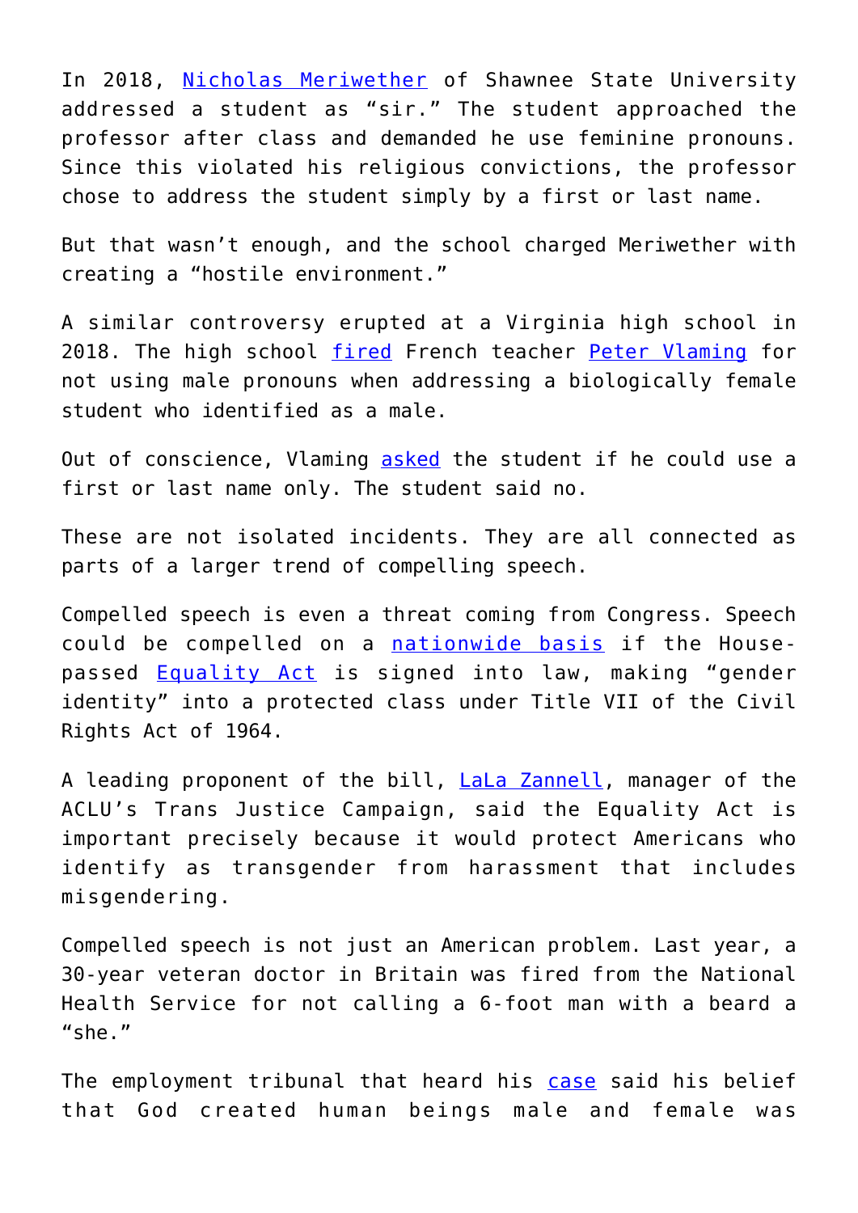In 2018, Nicholas Meriwether of Shawnee State University addressed a student as "sir." The student approached the professor after class and demanded he use feminine pronouns. Since this violated his religious convictions, the professor chose to address the student simply by a first or last name.

But that wasn't enough, and the school charged Meriwether with creating a "hostile environment."

A similar controversy erupted at a Virginia high school in 2018. The high school fired French teacher Peter Vlaming for not using male pronouns when addressing a biologically female student who identified as a male.

Out of conscience, Vlaming asked the student if he could use a first or last name only. The student said no.

These are not isolated incidents. They are all connected as parts of a larger trend of compelling speech.

Compelled speech is even a threat coming from Congress. Speech could be compelled on a nationwide basis if the House-passed Equality Act is signed into law, making "gender identity" into a protected class under Title VII of the Civil Rights Act of 1964.

A leading proponent of the bill, LaLa Zannell, manager of the ACLU's Trans Justice Campaign, said the Equality Act is important precisely because it would protect Americans who identify as transgender from harassment that includes misgendering.

Compelled speech is not just an American problem. Last year, a 30-year veteran doctor in Britain was fired from the National Health Service for not calling a 6-foot man with a beard a "she."

The employment tribunal that heard his case said his belief that God created human beings male and female was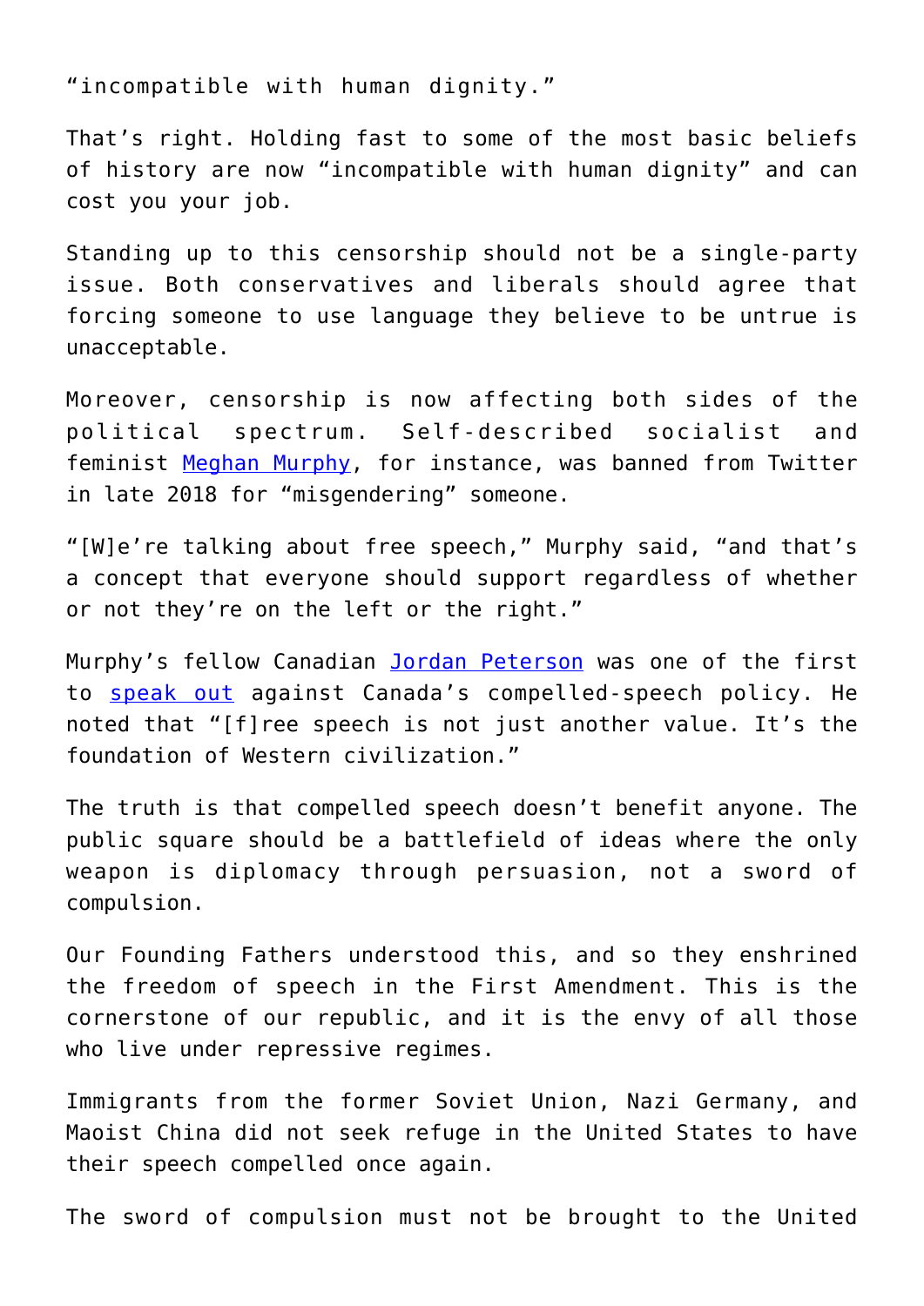"incompatible with human dignity."

That's right. Holding fast to some of the most basic beliefs of history are now "incompatible with human dignity" and can cost you your job.

Standing up to this censorship should not be a single-party issue. Both conservatives and liberals should agree that forcing someone to use language they believe to be untrue is unacceptable.

Moreover, censorship is now affecting both sides of the political spectrum. Self-described socialist and feminist [Meghan Murphy](), for instance, was banned from Twitter in late 2018 for "misgendering" someone.

"[W]e're talking about free speech," Murphy said, "and that's a concept that everyone should support regardless of whether or not they're on the left or the right."

Murphy's fellow Canadian [Jordan Peterson]() was one of the first to [speak out]() against Canada's compelled-speech policy. He noted that "[f]ree speech is not just another value. It's the foundation of Western civilization."

The truth is that compelled speech doesn't benefit anyone. The public square should be a battlefield of ideas where the only weapon is diplomacy through persuasion, not a sword of compulsion.

Our Founding Fathers understood this, and so they enshrined the freedom of speech in the First Amendment. This is the cornerstone of our republic, and it is the envy of all those who live under repressive regimes.

Immigrants from the former Soviet Union, Nazi Germany, and Maoist China did not seek refuge in the United States to have their speech compelled once again.

The sword of compulsion must not be brought to the United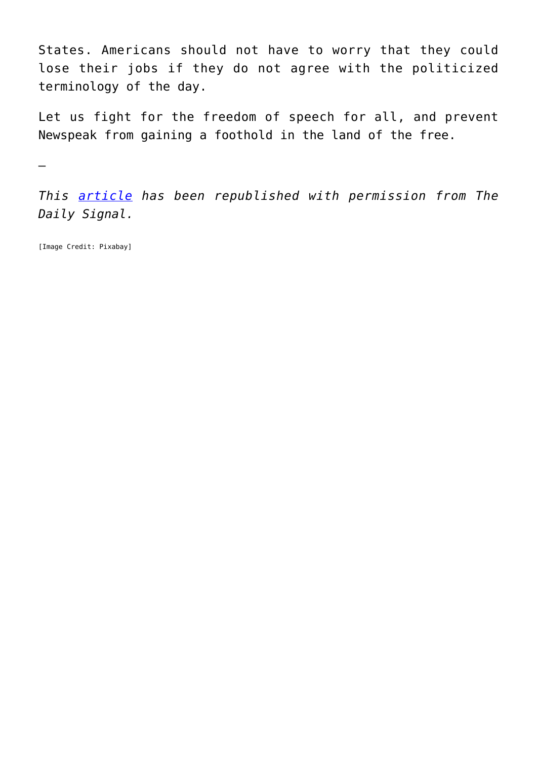States. Americans should not have to worry that they could lose their jobs if they do not agree with the politicized terminology of the day.

Let us fight for the freedom of speech for all, and prevent Newspeak from gaining a foothold in the land of the free.

—

*This article has been republished with permission from The Daily Signal.*

[Image Credit: Pixabay]